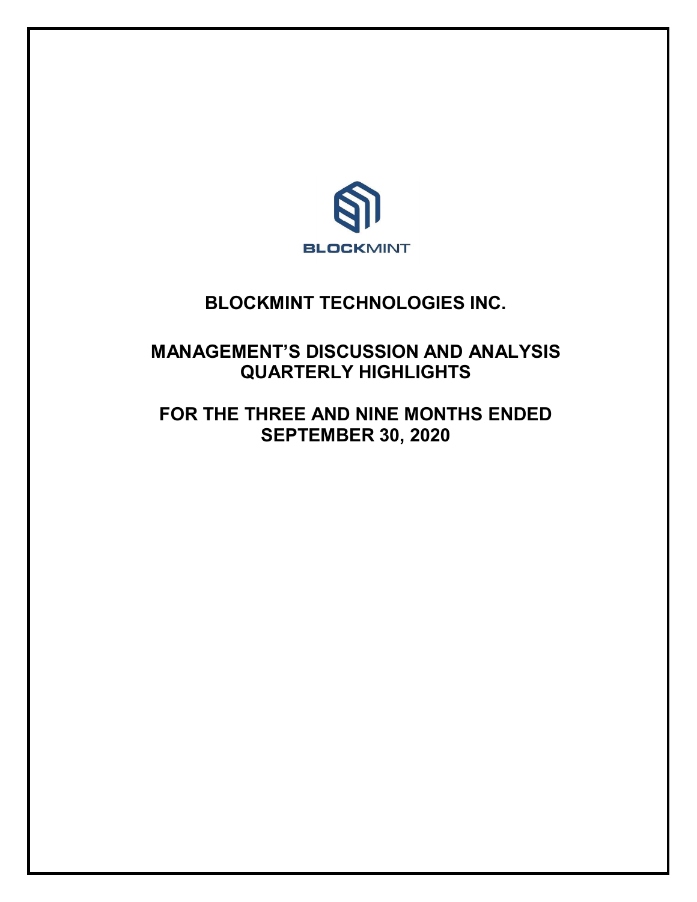BLOCKMINT

# BLOCKMINT TECHNOLOGIES INC.

## MANAGEMENT'S DISCUSSION AND ANALYSIS QUARTERLY HIGHLIGHTS

## FOR THE THREE AND NINE MONTHS ENDED SEPTEMBER 30, 2020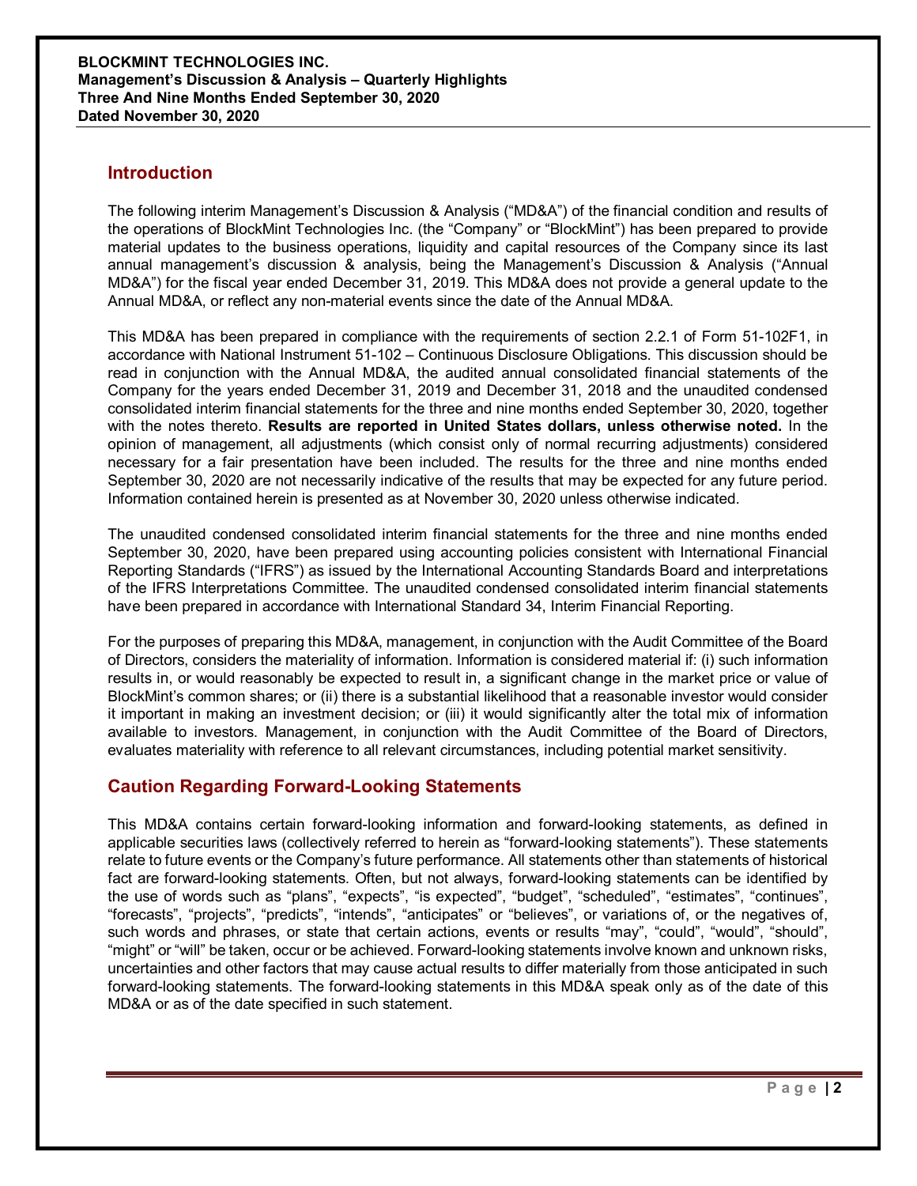## Introduction

The following interim Management's Discussion & Analysis ("MD&A") of the financial condition and results of the operations of BlockMint Technologies Inc. (the "Company" or "BlockMint") has been prepared to provide material updates to the business operations, liquidity and capital resources of the Company since its last annual management's discussion & analysis, being the Management's Discussion & Analysis ("Annual MD&A") for the fiscal year ended December 31, 2019. This MD&A does not provide a general update to the Annual MD&A, or reflect any non-material events since the date of the Annual MD&A.

This MD&A has been prepared in compliance with the requirements of section 2.2.1 of Form 51-102F1, in accordance with National Instrument 51-102 – Continuous Disclosure Obligations. This discussion should be read in conjunction with the Annual MD&A, the audited annual consolidated financial statements of the Company for the years ended December 31, 2019 and December 31, 2018 and the unaudited condensed consolidated interim financial statements for the three and nine months ended September 30, 2020, together with the notes thereto. **Results are reported in United States dollars, unless otherwise noted.** In the opinion of management, all adjustments (which consist only of normal recurring adjustments) considered necessary for a fair presentation have been included. The results for the three and nine months ended September 30, 2020 are not necessarily indicative of the results that may be expected for any future period. Information contained herein is presented as at November 30, 2020 unless otherwise indicated.

The unaudited condensed consolidated interim financial statements for the three and nine months ended September 30, 2020, have been prepared using accounting policies consistent with International Financial Reporting Standards ("IFRS") as issued by the International Accounting Standards Board and interpretations of the IFRS Interpretations Committee. The unaudited condensed consolidated interim financial statements have been prepared in accordance with International Standard 34, Interim Financial Reporting.

For the purposes of preparing this MD&A, management, in conjunction with the Audit Committee of the Board of Directors, considers the materiality of information. Information is considered material if: (i) such information results in, or would reasonably be expected to result in, a significant change in the market price or value of BlockMint's common shares; or (ii) there is a substantial likelihood that a reasonable investor would consider it important in making an investment decision; or (iii) it would significantly alter the total mix of information available to investors. Management, in conjunction with the Audit Committee of the Board of Directors, evaluates materiality with reference to all relevant circumstances, including potential market sensitivity.

## Caution Regarding Forward-Looking Statements

This MD&A contains certain forward-looking information and forward-looking statements, as defined in applicable securities laws (collectively referred to herein as "forward-looking statements"). These statements relate to future events or the Company's future performance. All statements other than statements of historical fact are forward-looking statements. Often, but not always, forward-looking statements can be identified by the use of words such as "plans", "expects", "is expected", "budget", "scheduled", "estimates", "continues", "forecasts", "projects", "predicts", "intends", "anticipates" or "believes", or variations of, or the negatives of, such words and phrases, or state that certain actions, events or results "may", "could", "would", "should", "might" or "will" be taken, occur or be achieved. Forward-looking statements involve known and unknown risks, uncertainties and other factors that may cause actual results to differ materially from those anticipated in such forward-looking statements. The forward-looking statements in this MD&A speak only as of the date of this MD&A or as of the date specified in such statement.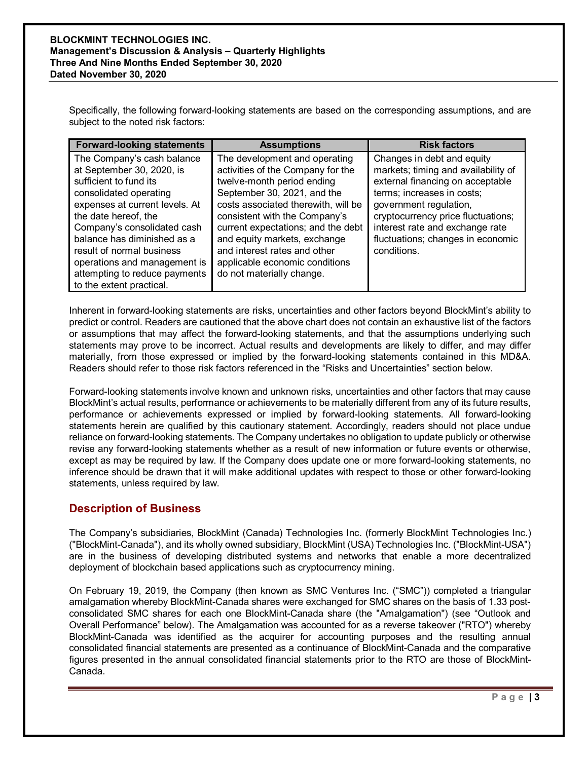Specifically, the following forward-looking statements are based on the corresponding assumptions, and are subject to the noted risk factors:

| Forward-looking statements | Assumptions | Risk factors |
|---|---|---|
| The Company's cash balance at September 30, 2020, is sufficient to fund its consolidated operating expenses at current levels. At the date hereof, the Company's consolidated cash balance has diminished as a result of normal business operations and management is attempting to reduce payments to the extent practical. | The development and operating activities of the Company for the twelve-month period ending September 30, 2021, and the costs associated therewith, will be consistent with the Company's current expectations; and the debt and equity markets, exchange and interest rates and other applicable economic conditions do not materially change. | Changes in debt and equity markets; timing and availability of external financing on acceptable terms; increases in costs; government regulation, cryptocurrency price fluctuations; interest rate and exchange rate fluctuations; changes in economic conditions. |

Inherent in forward-looking statements are risks, uncertainties and other factors beyond BlockMint's ability to predict or control. Readers are cautioned that the above chart does not contain an exhaustive list of the factors or assumptions that may affect the forward-looking statements, and that the assumptions underlying such statements may prove to be incorrect. Actual results and developments are likely to differ, and may differ materially, from those expressed or implied by the forward-looking statements contained in this MD&A. Readers should refer to those risk factors referenced in the "Risks and Uncertainties" section below.

Forward-looking statements involve known and unknown risks, uncertainties and other factors that may cause BlockMint's actual results, performance or achievements to be materially different from any of its future results, performance or achievements expressed or implied by forward-looking statements. All forward-looking statements herein are qualified by this cautionary statement. Accordingly, readers should not place undue reliance on forward-looking statements. The Company undertakes no obligation to update publicly or otherwise revise any forward-looking statements whether as a result of new information or future events or otherwise, except as may be required by law. If the Company does update one or more forward-looking statements, no inference should be drawn that it will make additional updates with respect to those or other forward-looking statements, unless required by law.

## Description of Business

The Company's subsidiaries, BlockMint (Canada) Technologies Inc. (formerly BlockMint Technologies Inc.) ("BlockMint-Canada"), and its wholly owned subsidiary, BlockMint (USA) Technologies Inc. ("BlockMint-USA") are in the business of developing distributed systems and networks that enable a more decentralized deployment of blockchain based applications such as cryptocurrency mining.

On February 19, 2019, the Company (then known as SMC Ventures Inc. ("SMC")) completed a triangular amalgamation whereby BlockMint-Canada shares were exchanged for SMC shares on the basis of 1.33 post-consolidated SMC shares for each one BlockMint-Canada share (the "Amalgamation") (see "Outlook and Overall Performance" below). The Amalgamation was accounted for as a reverse takeover ("RTO") whereby BlockMint-Canada was identified as the acquirer for accounting purposes and the resulting annual consolidated financial statements are presented as a continuance of BlockMint-Canada and the comparative figures presented in the annual consolidated financial statements prior to the RTO are those of BlockMint-Canada.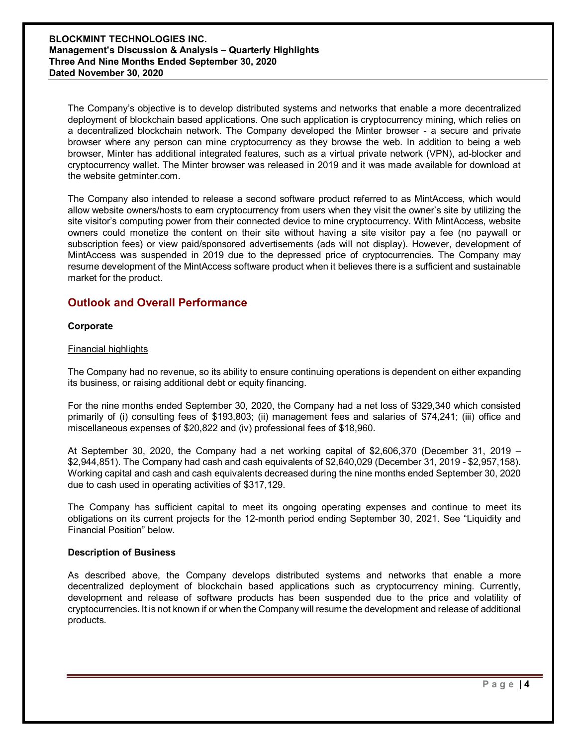The Company's objective is to develop distributed systems and networks that enable a more decentralized deployment of blockchain based applications. One such application is cryptocurrency mining, which relies on a decentralized blockchain network. The Company developed the Minter browser - a secure and private browser where any person can mine cryptocurrency as they browse the web. In addition to being a web browser, Minter has additional integrated features, such as a virtual private network (VPN), ad-blocker and cryptocurrency wallet. The Minter browser was released in 2019 and it was made available for download at the website getminter.com.

The Company also intended to release a second software product referred to as MintAccess, which would allow website owners/hosts to earn cryptocurrency from users when they visit the owner's site by utilizing the site visitor's computing power from their connected device to mine cryptocurrency. With MintAccess, website owners could monetize the content on their site without having a site visitor pay a fee (no paywall or subscription fees) or view paid/sponsored advertisements (ads will not display). However, development of MintAccess was suspended in 2019 due to the depressed price of cryptocurrencies. The Company may resume development of the MintAccess software product when it believes there is a sufficient and sustainable market for the product.

## Outlook and Overall Performance

### Corporate

Financial highlights

The Company had no revenue, so its ability to ensure continuing operations is dependent on either expanding its business, or raising additional debt or equity financing.

For the nine months ended September 30, 2020, the Company had a net loss of $329,340 which consisted primarily of (i) consulting fees of $193,803; (ii) management fees and salaries of $74,241; (iii) office and miscellaneous expenses of $20,822 and (iv) professional fees of $18,960.

At September 30, 2020, the Company had a net working capital of $2,606,370 (December 31, 2019 – $2,944,851). The Company had cash and cash equivalents of $2,640,029 (December 31, 2019 - $2,957,158). Working capital and cash and cash equivalents decreased during the nine months ended September 30, 2020 due to cash used in operating activities of $317,129.

The Company has sufficient capital to meet its ongoing operating expenses and continue to meet its obligations on its current projects for the 12-month period ending September 30, 2021. See "Liquidity and Financial Position" below.

### Description of Business

As described above, the Company develops distributed systems and networks that enable a more decentralized deployment of blockchain based applications such as cryptocurrency mining. Currently, development and release of software products has been suspended due to the price and volatility of cryptocurrencies. It is not known if or when the Company will resume the development and release of additional products.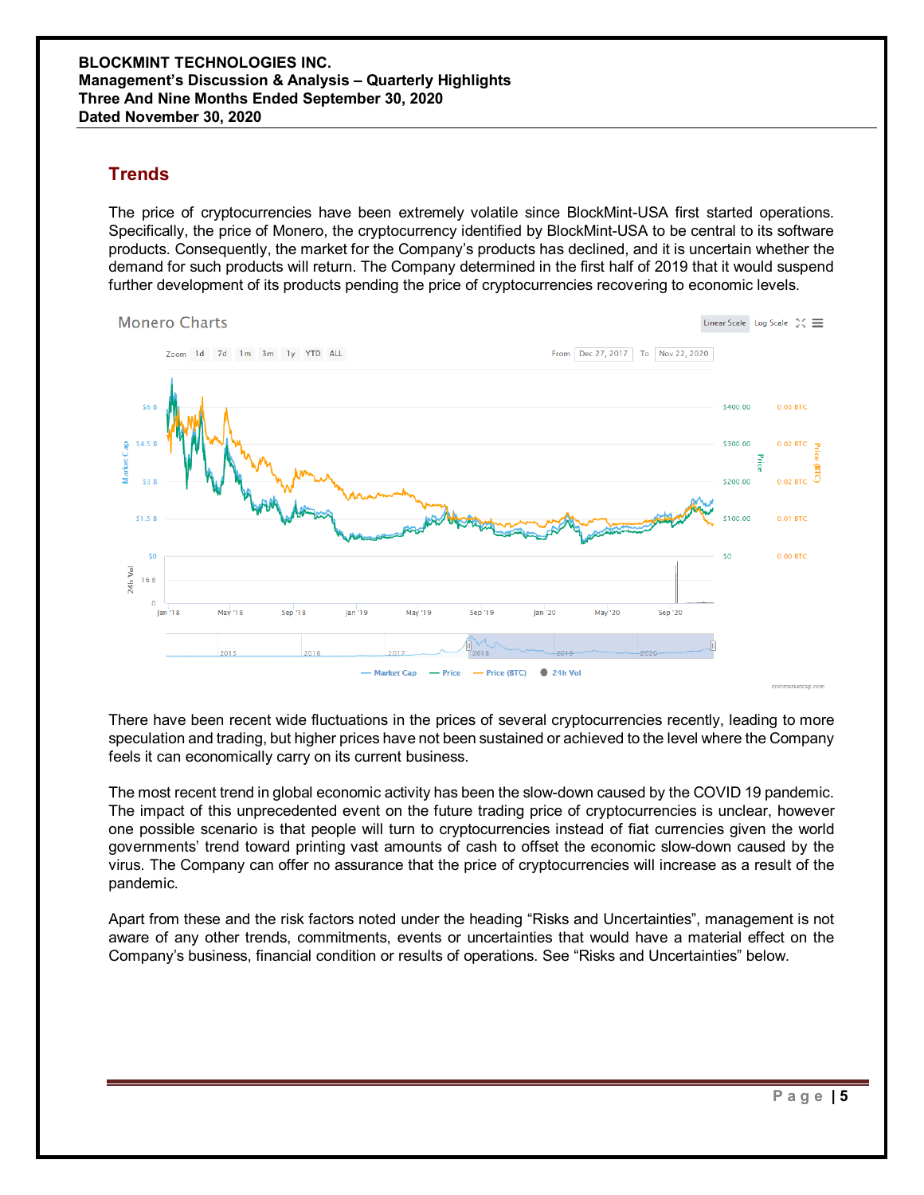## Trends

The price of cryptocurrencies have been extremely volatile since BlockMint-USA first started operations. Specifically, the price of Monero, the cryptocurrency identified by BlockMint-USA to be central to its software products. Consequently, the market for the Company's products has declined, and it is uncertain whether the demand for such products will return. The Company determined in the first half of 2019 that it would suspend further development of its products pending the price of cryptocurrencies recovering to economic levels.

There have been recent wide fluctuations in the prices of several cryptocurrencies recently, leading to more speculation and trading, but higher prices have not been sustained or achieved to the level where the Company feels it can economically carry on its current business.

The most recent trend in global economic activity has been the slow-down caused by the COVID 19 pandemic. The impact of this unprecedented event on the future trading price of cryptocurrencies is unclear, however one possible scenario is that people will turn to cryptocurrencies instead of fiat currencies given the world governments' trend toward printing vast amounts of cash to offset the economic slow-down caused by the virus. The Company can offer no assurance that the price of cryptocurrencies will increase as a result of the pandemic.

Apart from these and the risk factors noted under the heading "Risks and Uncertainties", management is not aware of any other trends, commitments, events or uncertainties that would have a material effect on the Company's business, financial condition or results of operations. See "Risks and Uncertainties" below.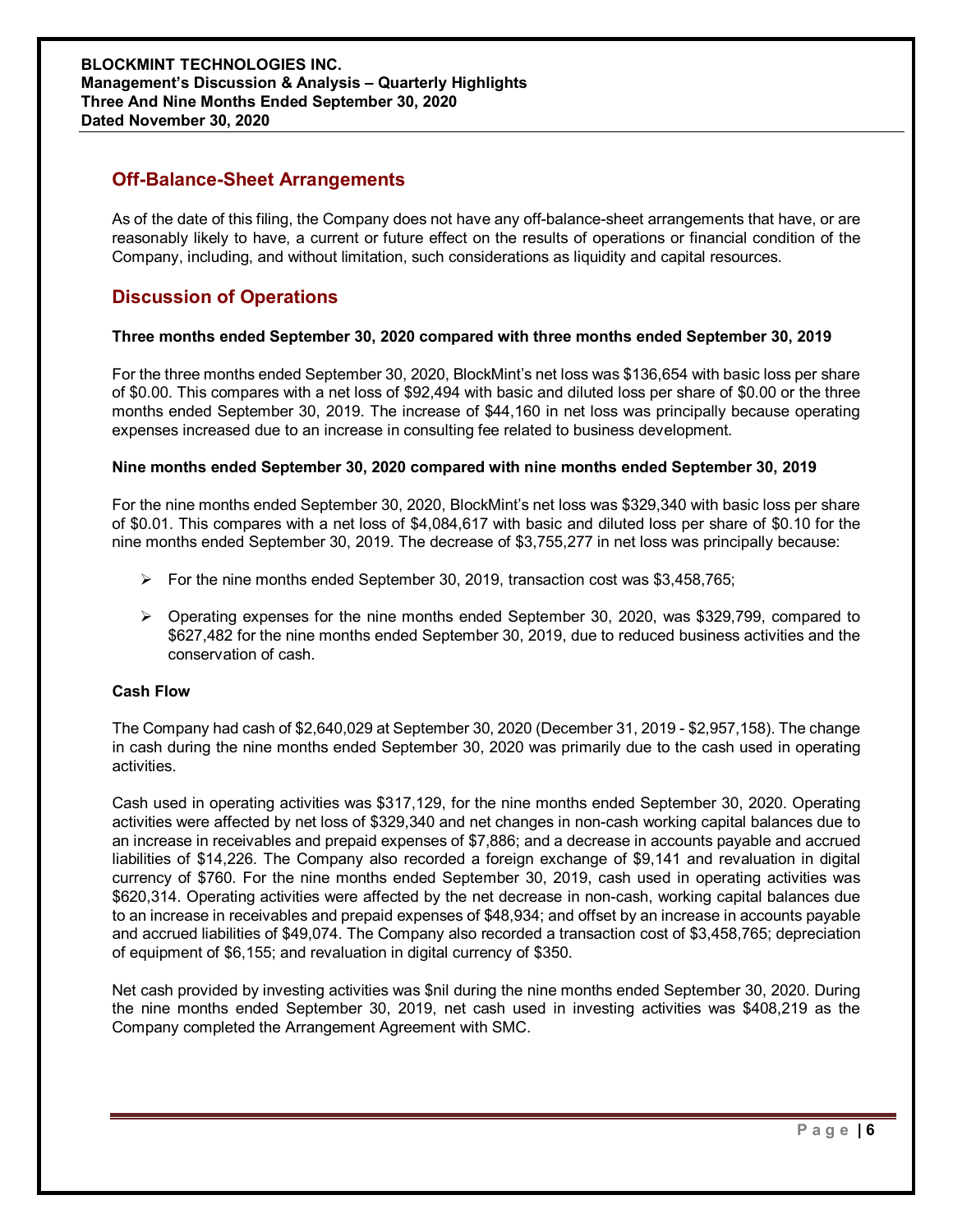## Off-Balance-Sheet Arrangements

As of the date of this filing, the Company does not have any off-balance-sheet arrangements that have, or are reasonably likely to have, a current or future effect on the results of operations or financial condition of the Company, including, and without limitation, such considerations as liquidity and capital resources.

## Discussion of Operations

**Three months ended September 30, 2020 compared with three months ended September 30, 2019**

For the three months ended September 30, 2020, BlockMint's net loss was $136,654 with basic loss per share of $0.00. This compares with a net loss of $92,494 with basic and diluted loss per share of $0.00 or the three months ended September 30, 2019. The increase of $44,160 in net loss was principally because operating expenses increased due to an increase in consulting fee related to business development.

**Nine months ended September 30, 2020 compared with nine months ended September 30, 2019**

For the nine months ended September 30, 2020, BlockMint's net loss was $329,340 with basic loss per share of $0.01. This compares with a net loss of $4,084,617 with basic and diluted loss per share of $0.10 for the nine months ended September 30, 2019. The decrease of $3,755,277 in net loss was principally because:

- For the nine months ended September 30, 2019, transaction cost was $3,458,765;
- Operating expenses for the nine months ended September 30, 2020, was $329,799, compared to $627,482 for the nine months ended September 30, 2019, due to reduced business activities and the conservation of cash.

**Cash Flow**

The Company had cash of $2,640,029 at September 30, 2020 (December 31, 2019 - $2,957,158). The change in cash during the nine months ended September 30, 2020 was primarily due to the cash used in operating activities.

Cash used in operating activities was $317,129, for the nine months ended September 30, 2020. Operating activities were affected by net loss of $329,340 and net changes in non-cash working capital balances due to an increase in receivables and prepaid expenses of $7,886; and a decrease in accounts payable and accrued liabilities of $14,226. The Company also recorded a foreign exchange of $9,141 and revaluation in digital currency of $760. For the nine months ended September 30, 2019, cash used in operating activities was $620,314. Operating activities were affected by the net decrease in non-cash, working capital balances due to an increase in receivables and prepaid expenses of $48,934; and offset by an increase in accounts payable and accrued liabilities of $49,074. The Company also recorded a transaction cost of $3,458,765; depreciation of equipment of $6,155; and revaluation in digital currency of $350.

Net cash provided by investing activities was $nil during the nine months ended September 30, 2020. During the nine months ended September 30, 2019, net cash used in investing activities was $408,219 as the Company completed the Arrangement Agreement with SMC.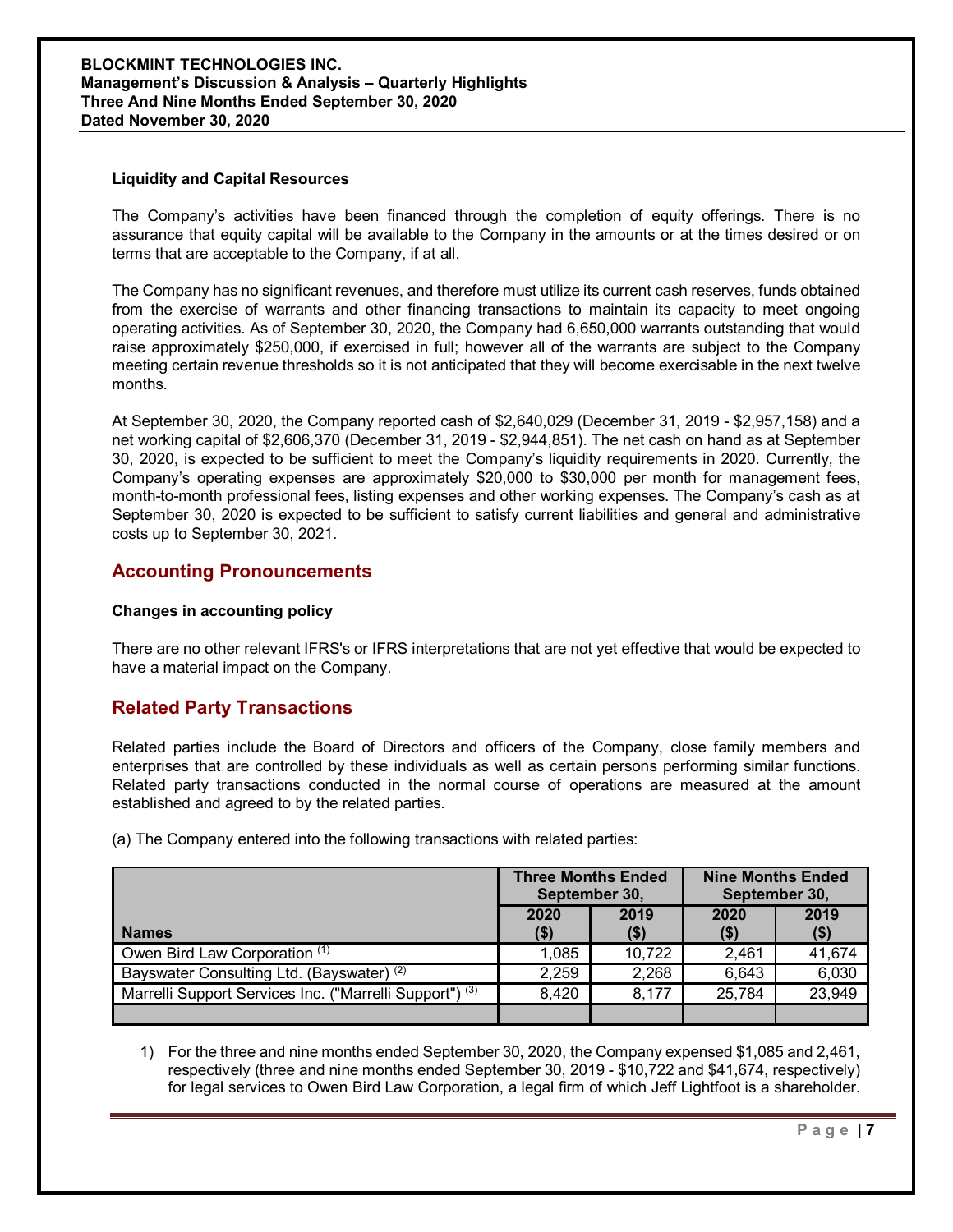**Liquidity and Capital Resources**

The Company's activities have been financed through the completion of equity offerings. There is no assurance that equity capital will be available to the Company in the amounts or at the times desired or on terms that are acceptable to the Company, if at all.

The Company has no significant revenues, and therefore must utilize its current cash reserves, funds obtained from the exercise of warrants and other financing transactions to maintain its capacity to meet ongoing operating activities. As of September 30, 2020, the Company had 6,650,000 warrants outstanding that would raise approximately $250,000, if exercised in full; however all of the warrants are subject to the Company meeting certain revenue thresholds so it is not anticipated that they will become exercisable in the next twelve months.

At September 30, 2020, the Company reported cash of $2,640,029 (December 31, 2019 - $2,957,158) and a net working capital of $2,606,370 (December 31, 2019 - $2,944,851). The net cash on hand as at September 30, 2020, is expected to be sufficient to meet the Company's liquidity requirements in 2020. Currently, the Company's operating expenses are approximately $20,000 to $30,000 per month for management fees, month-to-month professional fees, listing expenses and other working expenses. The Company's cash as at September 30, 2020 is expected to be sufficient to satisfy current liabilities and general and administrative costs up to September 30, 2021.

## Accounting Pronouncements

**Changes in accounting policy**

There are no other relevant IFRS's or IFRS interpretations that are not yet effective that would be expected to have a material impact on the Company.

## Related Party Transactions

Related parties include the Board of Directors and officers of the Company, close family members and enterprises that are controlled by these individuals as well as certain persons performing similar functions. Related party transactions conducted in the normal course of operations are measured at the amount established and agreed to by the related parties.

(a) The Company entered into the following transactions with related parties:

| | Three Months Ended September 30, | | Nine Months Ended September 30, | |
|---|---|---|---|---|
| **Names** | **2020 ($)** | **2019 ($)** | **2020 ($)** | **2019 ($)** |
| Owen Bird Law Corporation [(1)] | 1,085 | 10,722 | 2,461 | 41,674 |
| Bayswater Consulting Ltd. (Bayswater) [(2)] | 2,259 | 2,268 | 6,643 | 6,030 |
| Marrelli Support Services Inc. ("Marrelli Support") [(3)] | 8,420 | 8,177 | 25,784 | 23,949 |
| | | | | |

1) For the three and nine months ended September 30, 2020, the Company expensed $1,085 and 2,461, respectively (three and nine months ended September 30, 2019 - $10,722 and $41,674, respectively) for legal services to Owen Bird Law Corporation, a legal firm of which Jeff Lightfoot is a shareholder.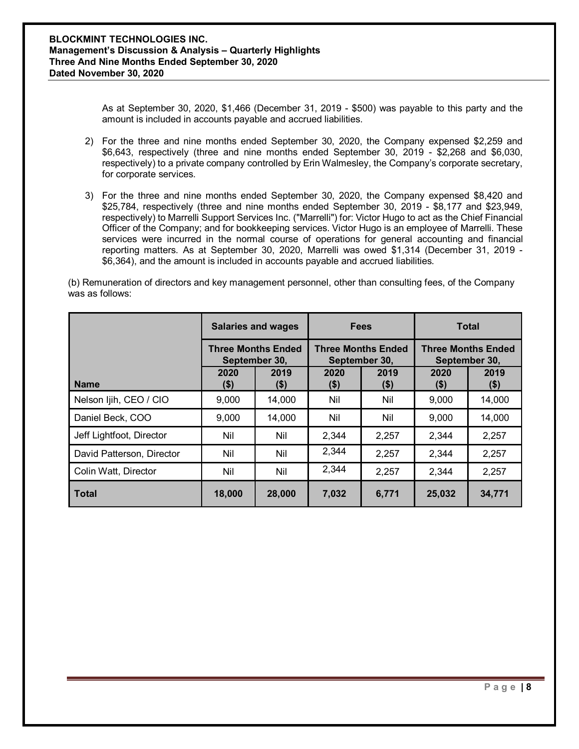As at September 30, 2020, $1,466 (December 31, 2019 - $500) was payable to this party and the amount is included in accounts payable and accrued liabilities.

2) For the three and nine months ended September 30, 2020, the Company expensed $2,259 and $6,643, respectively (three and nine months ended September 30, 2019 - $2,268 and $6,030, respectively) to a private company controlled by Erin Walmesley, the Company's corporate secretary, for corporate services.

3) For the three and nine months ended September 30, 2020, the Company expensed $8,420 and $25,784, respectively (three and nine months ended September 30, 2019 - $8,177 and $23,949, respectively) to Marrelli Support Services Inc. ("Marrelli") for: Victor Hugo to act as the Chief Financial Officer of the Company; and for bookkeeping services. Victor Hugo is an employee of Marrelli. These services were incurred in the normal course of operations for general accounting and financial reporting matters. As at September 30, 2020, Marrelli was owed $1,314 (December 31, 2019 - $6,364), and the amount is included in accounts payable and accrued liabilities.

(b) Remuneration of directors and key management personnel, other than consulting fees, of the Company was as follows:

| | Salaries and wages | | Fees | | Total | |
|---|---|---|---|---|---|---|
| | Three Months Ended September 30, | | Three Months Ended September 30, | | Three Months Ended September 30, | |
| Name | 2020 ($) | 2019 ($) | 2020 ($) | 2019 ($) | 2020 ($) | 2019 ($) |
| Nelson Ijih, CEO / CIO | 9,000 | 14,000 | Nil | Nil | 9,000 | 14,000 |
| Daniel Beck, COO | 9,000 | 14,000 | Nil | Nil | 9,000 | 14,000 |
| Jeff Lightfoot, Director | Nil | Nil | 2,344 | 2,257 | 2,344 | 2,257 |
| David Patterson, Director | Nil | Nil | 2,344 | 2,257 | 2,344 | 2,257 |
| Colin Watt, Director | Nil | Nil | 2,344 | 2,257 | 2,344 | 2,257 |
| **Total** | **18,000** | **28,000** | **7,032** | **6,771** | **25,032** | **34,771** |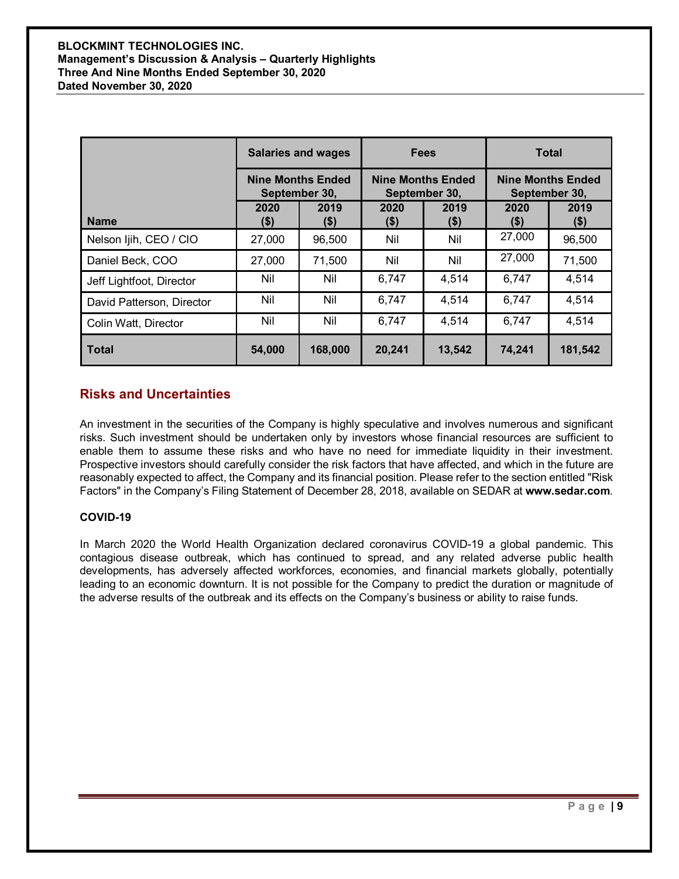| Name | Salaries and wages | | Fees | | Total | |
|---|---|---|---|---|---|---|
| | Nine Months Ended September 30, | | Nine Months Ended September 30, | | Nine Months Ended September 30, | |
| | 2020 ($) | 2019 ($) | 2020 ($) | 2019 ($) | 2020 ($) | 2019 ($) |
| Nelson Ijih, CEO / CIO | 27,000 | 96,500 | Nil | Nil | 27,000 | 96,500 |
| Daniel Beck, COO | 27,000 | 71,500 | Nil | Nil | 27,000 | 71,500 |
| Jeff Lightfoot, Director | Nil | Nil | 6,747 | 4,514 | 6,747 | 4,514 |
| David Patterson, Director | Nil | Nil | 6,747 | 4,514 | 6,747 | 4,514 |
| Colin Watt, Director | Nil | Nil | 6,747 | 4,514 | 6,747 | 4,514 |
| **Total** | **54,000** | **168,000** | **20,241** | **13,542** | **74,241** | **181,542** |

## Risks and Uncertainties

An investment in the securities of the Company is highly speculative and involves numerous and significant risks. Such investment should be undertaken only by investors whose financial resources are sufficient to enable them to assume these risks and who have no need for immediate liquidity in their investment. Prospective investors should carefully consider the risk factors that have affected, and which in the future are reasonably expected to affect, the Company and its financial position. Please refer to the section entitled "Risk Factors" in the Company's Filing Statement of December 28, 2018, available on SEDAR at **www.sedar.com**.

### COVID-19

In March 2020 the World Health Organization declared coronavirus COVID-19 a global pandemic. This contagious disease outbreak, which has continued to spread, and any related adverse public health developments, has adversely affected workforces, economies, and financial markets globally, potentially leading to an economic downturn. It is not possible for the Company to predict the duration or magnitude of the adverse results of the outbreak and its effects on the Company's business or ability to raise funds.